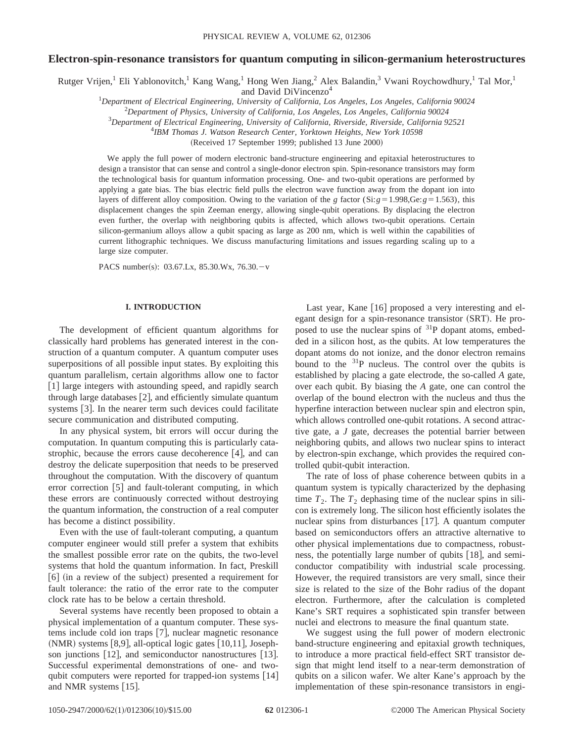# Electron-spin-resonance transistors for quantum computing in silicon-germanium heterostructures

Rutger Vrijen,[1] Eli Yablonovitch,[1] Kang Wang,[1] Hong Wen Jiang,[2] Alex Balandin,[3] Vwani Roychowdhury,[1] Tal Mor,[1] and David DiVincenzo[4]

[1]*Department of Electrical Engineering, University of California, Los Angeles, California 90024*
[2]*Department of Physics, University of California, Los Angeles, California 90024*
[3]*Department of Electrical Engineering, University of California, Riverside, Riverside, California 92521*
[4]*IBM Thomas J. Watson Research Center, Yorktown Heights, New York 10598*

(Received 17 September 1999; published 13 June 2000)

We apply the full power of modern electronic band-structure engineering and epitaxial heterostructures to design a transistor that can sense and control a single-donor electron spin. Spin-resonance transistors may form the technological basis for quantum information processing. One- and two-qubit operations are performed by applying a gate bias. The bias electric field pulls the electron wave function away from the dopant ion into layers of different alloy composition. Owing to the variation of the $g$ factor (Si: $g=1.998$, Ge: $g=1.563$), this displacement changes the spin Zeeman energy, allowing single-qubit operations. By displacing the electron even further, the overlap with neighboring qubits is affected, which allows two-qubit operations. Certain silicon-germanium alloys allow a qubit spacing as large as 200 nm, which is well within the capabilities of current lithographic techniques. We discuss manufacturing limitations and issues regarding scaling up to a large size computer.

PACS number(s): 03.67.Lx, 85.30.Wx, 76.30.−v

## I. INTRODUCTION

The development of efficient quantum algorithms for classically hard problems has generated interest in the construction of a quantum computer. A quantum computer uses superpositions of all possible input states. By exploiting this quantum parallelism, certain algorithms allow one to factor [1] large integers with astounding speed, and rapidly search through large databases [2], and efficiently simulate quantum systems [3]. In the nearer term such devices could facilitate secure communication and distributed computing.

In any physical system, bit errors will occur during the computation. In quantum computing this is particularly catastrophic, because the errors cause decoherence [4], and can destroy the delicate superposition that needs to be preserved throughout the computation. With the discovery of quantum error correction [5] and fault-tolerant computing, in which these errors are continuously corrected without destroying the quantum information, the construction of a real computer has become a distinct possibility.

Even with the use of fault-tolerant computing, a quantum computer engineer would still prefer a system that exhibits the smallest possible error rate on the qubits, the two-level systems that hold the quantum information. In fact, Preskill [6] (in a review of the subject) presented a requirement for fault tolerance: the ratio of the error rate to the computer clock rate has to be below a certain threshold.

Several systems have recently been proposed to obtain a physical implementation of a quantum computer. These systems include cold ion traps [7], nuclear magnetic resonance (NMR) systems [8,9], all-optical logic gates [10,11], Josephson junctions [12], and semiconductor nanostructures [13]. Successful experimental demonstrations of one- and two-qubit computers were reported for trapped-ion systems [14] and NMR systems [15].

Last year, Kane [16] proposed a very interesting and elegant design for a spin-resonance transistor (SRT). He proposed to use the nuclear spins of $^{31}P$ dopant atoms, embedded in a silicon host, as the qubits. At low temperatures the dopant atoms do not ionize, and the donor electron remains bound to the $^{31}P$ nucleus. The control over the qubits is established by placing a gate electrode, the so-called $A$ gate, over each qubit. By biasing the $A$ gate, one can control the overlap of the bound electron with the nucleus and thus the hyperfine interaction between nuclear spin and electron spin, which allows controlled one-qubit rotations. A second attractive gate, a $J$ gate, decreases the potential barrier between neighboring qubits, and allows two nuclear spins to interact by electron-spin exchange, which provides the required controlled qubit-qubit interaction.

The rate of loss of phase coherence between qubits in a quantum system is typically characterized by the dephasing time $T_2$. The $T_2$ dephasing time of the nuclear spins in silicon is extremely long. The silicon host efficiently isolates the nuclear spins from disturbances [17]. A quantum computer based on semiconductors offers an attractive alternative to other physical implementations due to compactness, robustness, the potentially large number of qubits [18], and semiconductor compatibility with industrial scale processing. However, the required transistors are very small, since their size is related to the size of the Bohr radius of the dopant electron. Furthermore, after the calculation is completed Kane's SRT requires a sophisticated spin transfer between nuclei and electrons to measure the final quantum state.

We suggest using the full power of modern electronic band-structure engineering and epitaxial growth techniques, to introduce a more practical field-effect SRT transistor design that might lend itself to a near-term demonstration of qubits on a silicon wafer. We alter Kane's approach by the implementation of these spin-resonance transistors in engi-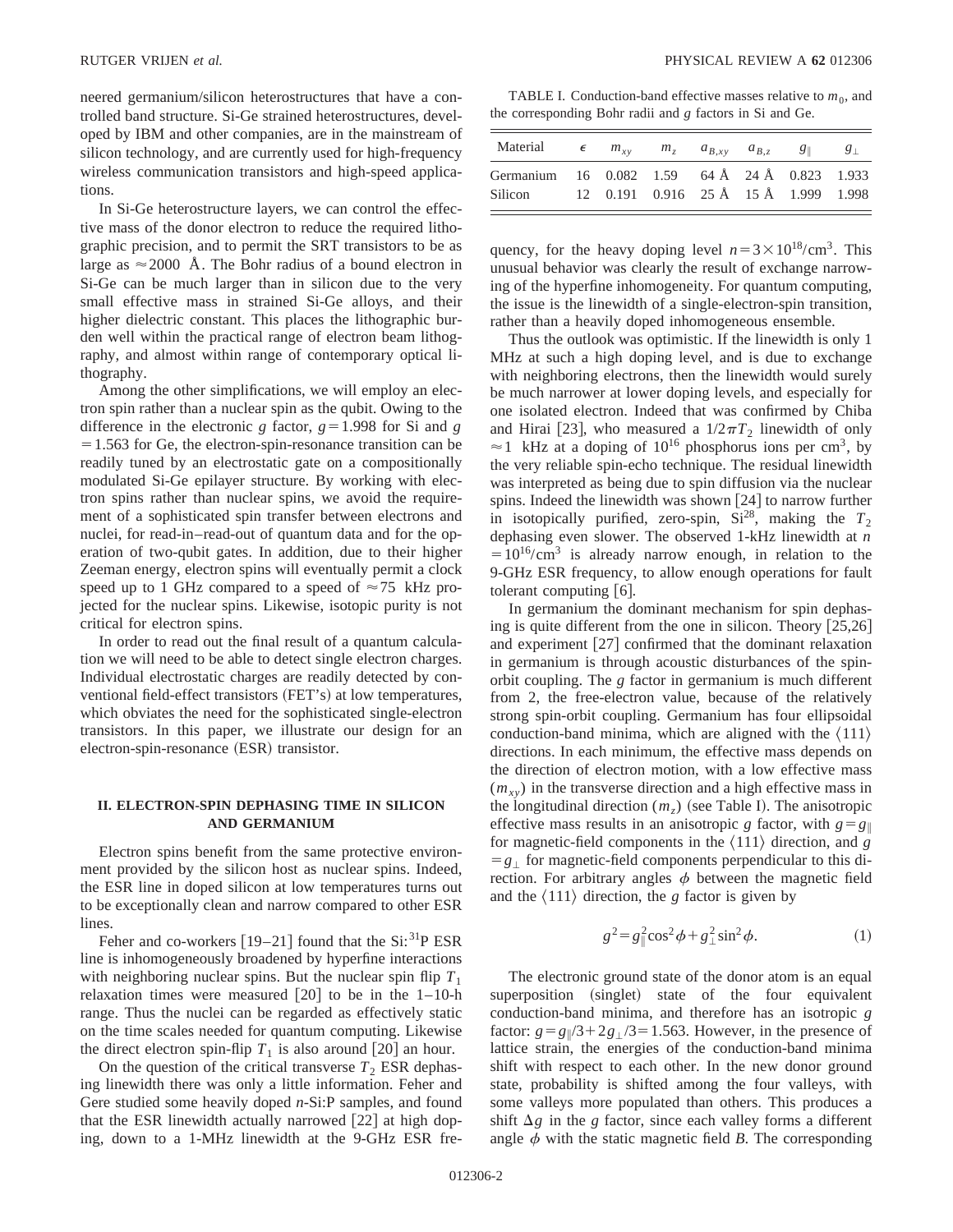neered germanium/silicon heterostructures that have a controlled band structure. Si-Ge strained heterostructures, developed by IBM and other companies, are in the mainstream of silicon technology, and are currently used for high-frequency wireless communication transistors and high-speed applications.

In Si-Ge heterostructure layers, we can control the effective mass of the donor electron to reduce the required lithographic precision, and to permit the SRT transistors to be as large as $\approx 2000$ Å. The Bohr radius of a bound electron in Si-Ge can be much larger than in silicon due to the very small effective mass in strained Si-Ge alloys, and their higher dielectric constant. This places the lithographic burden well within the practical range of electron beam lithography, and almost within range of contemporary optical lithography.

Among the other simplifications, we will employ an electron spin rather than a nuclear spin as the qubit. Owing to the difference in the electronic $g$ factor, $g=1.998$ for Si and $g=1.563$ for Ge, the electron-spin-resonance transition can be readily tuned by an electrostatic gate on a compositionally modulated Si-Ge epilayer structure. By working with electron spins rather than nuclear spins, we avoid the requirement of a sophisticated spin transfer between electrons and nuclei, for read-in–read-out of quantum data and for the operation of two-qubit gates. In addition, due to their higher Zeeman energy, electron spins will eventually permit a clock speed up to 1 GHz compared to a speed of $\approx 75$ kHz projected for the nuclear spins. Likewise, isotopic purity is not critical for electron spins.

In order to read out the final result of a quantum calculation we will need to be able to detect single electron charges. Individual electrostatic charges are readily detected by conventional field-effect transistors (FET's) at low temperatures, which obviates the need for the sophisticated single-electron transistors. In this paper, we illustrate our design for an electron-spin-resonance (ESR) transistor.

## II. ELECTRON-SPIN DEPHASING TIME IN SILICON AND GERMANIUM

Electron spins benefit from the same protective environment provided by the silicon host as nuclear spins. Indeed, the ESR line in doped silicon at low temperatures turns out to be exceptionally clean and narrow compared to other ESR lines.

Feher and co-workers [19–21] found that the Si:$^{31}$P ESR line is inhomogeneously broadened by hyperfine interactions with neighboring nuclear spins. But the nuclear spin flip $T_1$ relaxation times were measured [20] to be in the 1–10-h range. Thus the nuclei can be regarded as effectively static on the time scales needed for quantum computing. Likewise the direct electron spin-flip $T_1$ is also around [20] an hour.

On the question of the critical transverse $T_2$ ESR dephasing linewidth there was only a little information. Feher and Gere studied some heavily doped $n$-Si:P samples, and found that the ESR linewidth actually narrowed [22] at high doping, down to a 1-MHz linewidth at the 9-GHz ESR frequency, for the heavy doping level $n=3\times10^{18}/\mathrm{cm}^3$. This unusual behavior was clearly the result of exchange narrowing of the hyperfine inhomogeneity. For quantum computing, the issue is the linewidth of a single-electron-spin transition, rather than a heavily doped inhomogeneous ensemble.

Thus the outlook was optimistic. If the linewidth is only 1 MHz at such a high doping level, and is due to exchange with neighboring electrons, then the linewidth would surely be much narrower at lower doping levels, and especially for one isolated electron. Indeed that was confirmed by Chiba and Hirai [23], who measured a $1/2\pi T_2$ linewidth of only $\approx 1$ kHz at a doping of $10^{16}$ phosphorus ions per cm$^3$, by the very reliable spin-echo technique. The residual linewidth was interpreted as being due to spin diffusion via the nuclear spins. Indeed the linewidth was shown [24] to narrow further in isotopically purified, zero-spin, Si$^{28}$, making the $T_2$ dephasing even slower. The observed 1-kHz linewidth at $n=10^{16}/\mathrm{cm}^3$ is already narrow enough, in relation to the 9-GHz ESR frequency, to allow enough operations for fault tolerant computing [6].

In germanium the dominant mechanism for spin dephasing is quite different from the one in silicon. Theory [25,26] and experiment [27] confirmed that the dominant relaxation in germanium is through acoustic disturbances of the spin-orbit coupling. The $g$ factor in germanium is much different from 2, the free-electron value, because of the relatively strong spin-orbit coupling. Germanium has four ellipsoidal conduction-band minima, which are aligned with the $\langle 111\rangle$ directions. In each minimum, the effective mass depends on the direction of electron motion, with a low effective mass ($m_{xy}$) in the transverse direction and a high effective mass in the longitudinal direction ($m_z$) (see Table I). The anisotropic effective mass results in an anisotropic $g$ factor, with $g=g_\parallel$ for magnetic-field components in the $\langle 111\rangle$ direction, and $g=g_\perp$ for magnetic-field components perpendicular to this direction. For arbitrary angles $\phi$ between the magnetic field and the $\langle 111\rangle$ direction, the $g$ factor is given by

$$g^2=g_\parallel^2\cos^2\phi+g_\perp^2\sin^2\phi. \tag{1}$$

The electronic ground state of the donor atom is an equal superposition (singlet) state of the four equivalent conduction-band minima, and therefore has an isotropic $g$ factor: $g=g_\parallel/3+2g_\perp/3=1.563$. However, in the presence of lattice strain, the energies of the conduction-band minima shift with respect to each other. In the new donor ground state, probability is shifted among the four valleys, with some valleys more populated than others. This produces a shift $\Delta g$ in the $g$ factor, since each valley forms a different angle $\phi$ with the static magnetic field $B$. The corresponding

TABLE I. Conduction-band effective masses relative to $m_0$, and the corresponding Bohr radii and $g$ factors in Si and Ge.

| Material | $\epsilon$ | $m_{xy}$ | $m_z$ | $a_{B,xy}$ | $a_{B,z}$ | $g_\parallel$ | $g_\perp$ |
|---|---|---|---|---|---|---|---|
| Germanium | 16 | 0.082 | 1.59 | 64 Å | 24 Å | 0.823 | 1.933 |
| Silicon | 12 | 0.191 | 0.916 | 25 Å | 15 Å | 1.999 | 1.998 |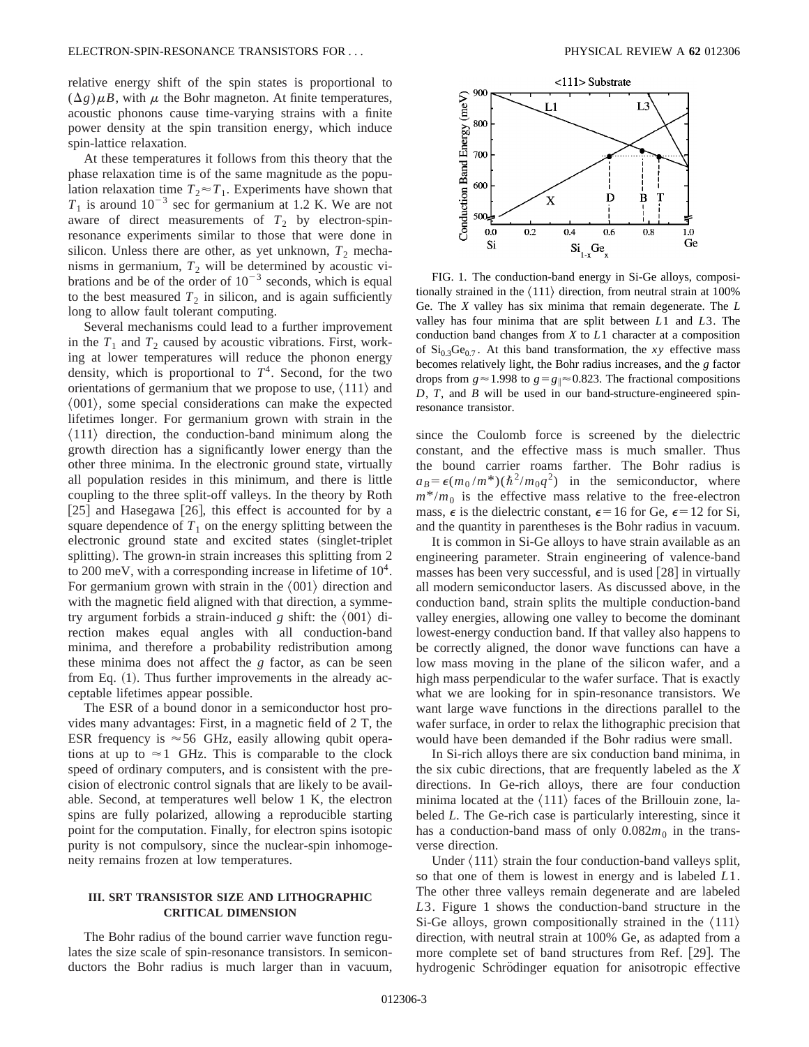relative energy shift of the spin states is proportional to $(\Delta g)\mu B$, with $\mu$ the Bohr magneton. At finite temperatures, acoustic phonons cause time-varying strains with a finite power density at the spin transition energy, which induce spin-lattice relaxation.

At these temperatures it follows from this theory that the phase relaxation time is of the same magnitude as the population relaxation time $T_2 \approx T_1$. Experiments have shown that $T_1$ is around $10^{-3}$ sec for germanium at 1.2 K. We are not aware of direct measurements of $T_2$ by electron-spin-resonance experiments similar to those that were done in silicon. Unless there are other, as yet unknown, $T_2$ mechanisms in germanium, $T_2$ will be determined by acoustic vibrations and be of the order of $10^{-3}$ seconds, which is equal to the best measured $T_2$ in silicon, and is again sufficiently long to allow fault tolerant computing.

Several mechanisms could lead to a further improvement in the $T_1$ and $T_2$ caused by acoustic vibrations. First, working at lower temperatures will reduce the phonon energy density, which is proportional to $T^4$. Second, for the two orientations of germanium that we propose to use, $\langle 111 \rangle$ and $\langle 001 \rangle$, some special considerations can make the expected lifetimes longer. For germanium grown with strain in the $\langle 111 \rangle$ direction, the conduction-band minimum along the growth direction has a significantly lower energy than the other three minima. In the electronic ground state, virtually all population resides in this minimum, and there is little coupling to the three split-off valleys. In the theory by Roth [25] and Hasegawa [26], this effect is accounted for by a square dependence of $T_1$ on the energy splitting between the electronic ground state and excited states (singlet-triplet splitting). The grown-in strain increases this splitting from 2 to 200 meV, with a corresponding increase in lifetime of $10^4$. For germanium grown with strain in the $\langle 001 \rangle$ direction and with the magnetic field aligned with that direction, a symmetry argument forbids a strain-induced $g$ shift: the $\langle 001 \rangle$ direction makes equal angles with all conduction-band minima, and therefore a probability redistribution among these minima does not affect the $g$ factor, as can be seen from Eq. (1). Thus further improvements in the already acceptable lifetimes appear possible.

The ESR of a bound donor in a semiconductor host provides many advantages: First, in a magnetic field of 2 T, the ESR frequency is $\approx 56$ GHz, easily allowing qubit operations at up to $\approx 1$ GHz. This is comparable to the clock speed of ordinary computers, and is consistent with the precision of electronic control signals that are likely to be available. Second, at temperatures well below 1 K, the electron spins are fully polarized, allowing a reproducible starting point for the computation. Finally, for electron spins isotopic purity is not compulsory, since the nuclear-spin inhomogeneity remains frozen at low temperatures.

## III. SRT TRANSISTOR SIZE AND LITHOGRAPHIC CRITICAL DIMENSION

The Bohr radius of the bound carrier wave function regulates the size scale of spin-resonance transistors. In semiconductors the Bohr radius is much larger than in vacuum, since the Coulomb force is screened by the dielectric constant, and the effective mass is much smaller. Thus the bound carrier roams farther. The Bohr radius is $a_B = \epsilon (m_0/m^*)(\hbar^2/m_0 q^2)$ in the semiconductor, where $m^*/m_0$ is the effective mass relative to the free-electron mass, $\epsilon$ is the dielectric constant, $\epsilon = 16$ for Ge, $\epsilon = 12$ for Si, and the quantity in parentheses is the Bohr radius in vacuum.

FIG. 1. The conduction-band energy in Si-Ge alloys, compositionally strained in the $\langle 111 \rangle$ direction, from neutral strain at 100% Ge. The $X$ valley has six minima that remain degenerate. The $L$ valley has four minima that are split between $L1$ and $L3$. The conduction band changes from $X$ to $L1$ character at a composition of $Si_{0.3}Ge_{0.7}$. At this band transformation, the $xy$ effective mass becomes relatively light, the Bohr radius increases, and the $g$ factor drops from $g \approx 1.998$ to $g = g_\parallel \approx 0.823$. The fractional compositions $D$, $T$, and $B$ will be used in our band-structure-engineered spin-resonance transistor.

It is common in Si-Ge alloys to have strain available as an engineering parameter. Strain engineering of valence-band masses has been very successful, and is used [28] in virtually all modern semiconductor lasers. As discussed above, in the conduction band, strain splits the multiple conduction-band valley energies, allowing one valley to become the dominant lowest-energy conduction band. If that valley also happens to be correctly aligned, the donor wave functions can have a low mass moving in the plane of the silicon wafer, and a high mass perpendicular to the wafer surface. That is exactly what we are looking for in spin-resonance transistors. We want large wave functions in the directions parallel to the wafer surface, in order to relax the lithographic precision that would have been demanded if the Bohr radius were small.

In Si-rich alloys there are six conduction band minima, in the six cubic directions, that are frequently labeled as the $X$ directions. In Ge-rich alloys, there are four conduction minima located at the $\langle 111 \rangle$ faces of the Brillouin zone, labeled $L$. The Ge-rich case is particularly interesting, since it has a conduction-band mass of only $0.082 m_0$ in the transverse direction.

Under $\langle 111 \rangle$ strain the four conduction-band valleys split, so that one of them is lowest in energy and is labeled $L1$. The other three valleys remain degenerate and are labeled $L3$. Figure 1 shows the conduction-band structure in the Si-Ge alloys, grown compositionally strained in the $\langle 111 \rangle$ direction, with neutral strain at 100% Ge, as adapted from a more complete set of band structures from Ref. [29]. The hydrogenic Schrödinger equation for anisotropic effective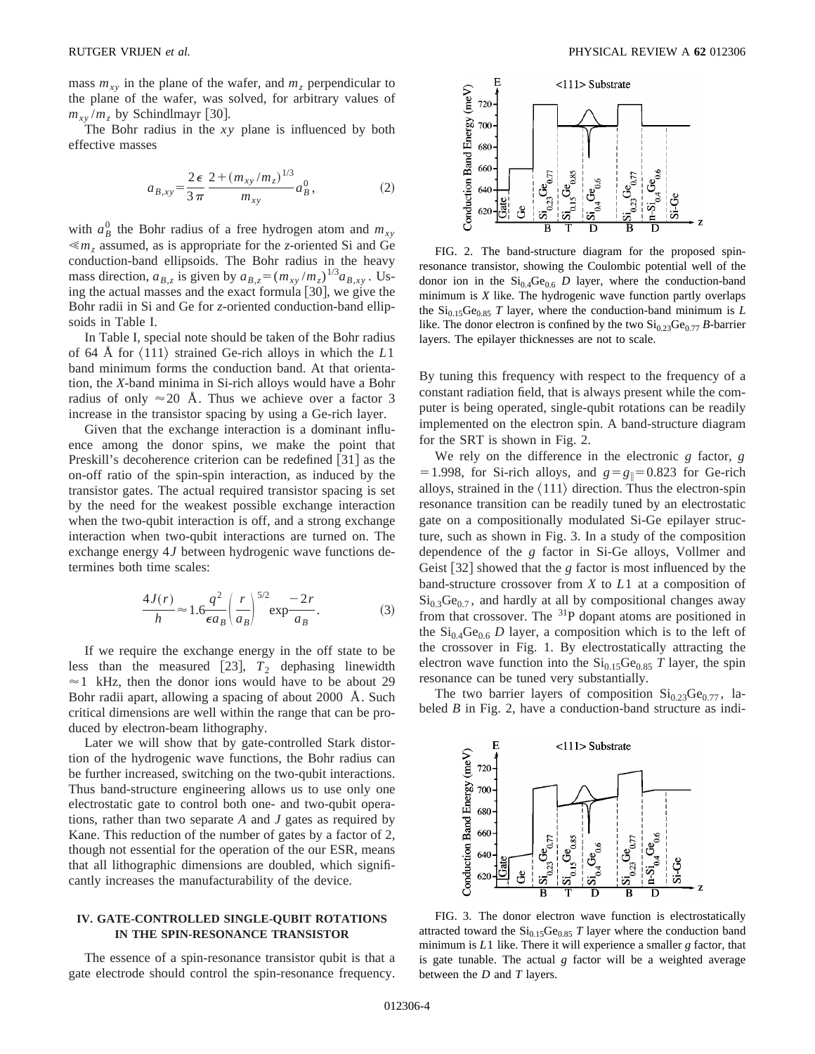mass $m_{xy}$ in the plane of the wafer, and $m_z$ perpendicular to the plane of the wafer, was solved, for arbitrary values of $m_{xy}/m_z$ by Schindlmayr [30].

The Bohr radius in the $xy$ plane is influenced by both effective masses

$$a_{B,xy} = \frac{2\epsilon}{3\pi} \frac{2 + (m_{xy}/m_z)^{1/3}}{m_{xy}} a_B^0, \tag{2}$$

with $a_B^0$ the Bohr radius of a free hydrogen atom and $m_{xy} \ll m_z$ assumed, as is appropriate for the $z$-oriented Si and Ge conduction-band ellipsoids. The Bohr radius in the heavy mass direction, $a_{B,z}$ is given by $a_{B,z} = (m_{xy}/m_z)^{1/3} a_{B,xy}$. Using the actual masses and the exact formula [30], we give the Bohr radii in Si and Ge for $z$-oriented conduction-band ellipsoids in Table I.

In Table I, special note should be taken of the Bohr radius of 64 Å for $\langle 111 \rangle$ strained Ge-rich alloys in which the $L1$ band minimum forms the conduction band. At that orientation, the $X$-band minima in Si-rich alloys would have a Bohr radius of only $\approx 20$ Å. Thus we achieve over a factor 3 increase in the transistor spacing by using a Ge-rich layer.

Given that the exchange interaction is a dominant influence among the donor spins, we make the point that Preskill's decoherence criterion can be redefined [31] as the on-off ratio of the spin-spin interaction, as induced by the transistor gates. The actual required transistor spacing is set by the need for the weakest possible exchange interaction when the two-qubit interaction is off, and a strong exchange interaction when two-qubit interactions are turned on. The exchange energy $4J$ between hydrogenic wave functions determines both time scales:

$$\frac{4J(r)}{h} \approx 1.6 \frac{q^2}{\epsilon a_B} \left( \frac{r}{a_B} \right)^{5/2} \exp \frac{-2r}{a_B}. \tag{3}$$

If we require the exchange energy in the off state to be less than the measured [23], $T_2$ dephasing linewidth $\approx 1$ kHz, then the donor ions would have to be about 29 Bohr radii apart, allowing a spacing of about 2000 Å. Such critical dimensions are well within the range that can be produced by electron-beam lithography.

Later we will show that by gate-controlled Stark distortion of the hydrogenic wave functions, the Bohr radius can be further increased, switching on the two-qubit interactions. Thus band-structure engineering allows us to use only one electrostatic gate to control both one- and two-qubit operations, rather than two separate $A$ and $J$ gates as required by Kane. This reduction of the number of gates by a factor of 2, though not essential for the operation of the our ESR, means that all lithographic dimensions are doubled, which significantly increases the manufacturability of the device.

## IV. GATE-CONTROLLED SINGLE-QUBIT ROTATIONS IN THE SPIN-RESONANCE TRANSISTOR

The essence of a spin-resonance transistor qubit is that a gate electrode should control the spin-resonance frequency. By tuning this frequency with respect to the frequency of a constant radiation field, that is always present while the computer is being operated, single-qubit rotations can be readily implemented on the electron spin. A band-structure diagram for the SRT is shown in Fig. 2.

FIG. 2. The band-structure diagram for the proposed spin-resonance transistor, showing the Coulombic potential well of the donor ion in the $Si_{0.4}Ge_{0.6}$ $D$ layer, where the conduction-band minimum is $X$ like. The hydrogenic wave function partly overlaps the $Si_{0.15}Ge_{0.85}$ $T$ layer, where the conduction-band minimum is $L$ like. The donor electron is confined by the two $Si_{0.23}Ge_{0.77}$ $B$-barrier layers. The epilayer thicknesses are not to scale.

We rely on the difference in the electronic $g$ factor, $g = 1.998$, for Si-rich alloys, and $g = g_{\parallel} = 0.823$ for Ge-rich alloys, strained in the $\langle 111 \rangle$ direction. Thus the electron-spin resonance transition can be readily tuned by an electrostatic gate on a compositionally modulated Si-Ge epilayer structure, such as shown in Fig. 3. In a study of the composition dependence of the $g$ factor in Si-Ge alloys, Vollmer and Geist [32] showed that the $g$ factor is most influenced by the band-structure crossover from $X$ to $L1$ at a composition of $Si_{0.3}Ge_{0.7}$, and hardly at all by compositional changes away from that crossover. The $^{31}$P dopant atoms are positioned in the $Si_{0.4}Ge_{0.6}$ $D$ layer, a composition which is to the left of the crossover in Fig. 1. By electrostatically attracting the electron wave function into the $Si_{0.15}Ge_{0.85}$ $T$ layer, the spin resonance can be tuned very substantially.

The two barrier layers of composition $Si_{0.23}Ge_{0.77}$, labeled $B$ in Fig. 2, have a conduction-band structure as indi-

FIG. 3. The donor electron wave function is electrostatically attracted toward the $Si_{0.15}Ge_{0.85}$ $T$ layer where the conduction band minimum is $L1$ like. There it will experience a smaller $g$ factor, that is gate tunable. The actual $g$ factor will be a weighted average between the $D$ and $T$ layers.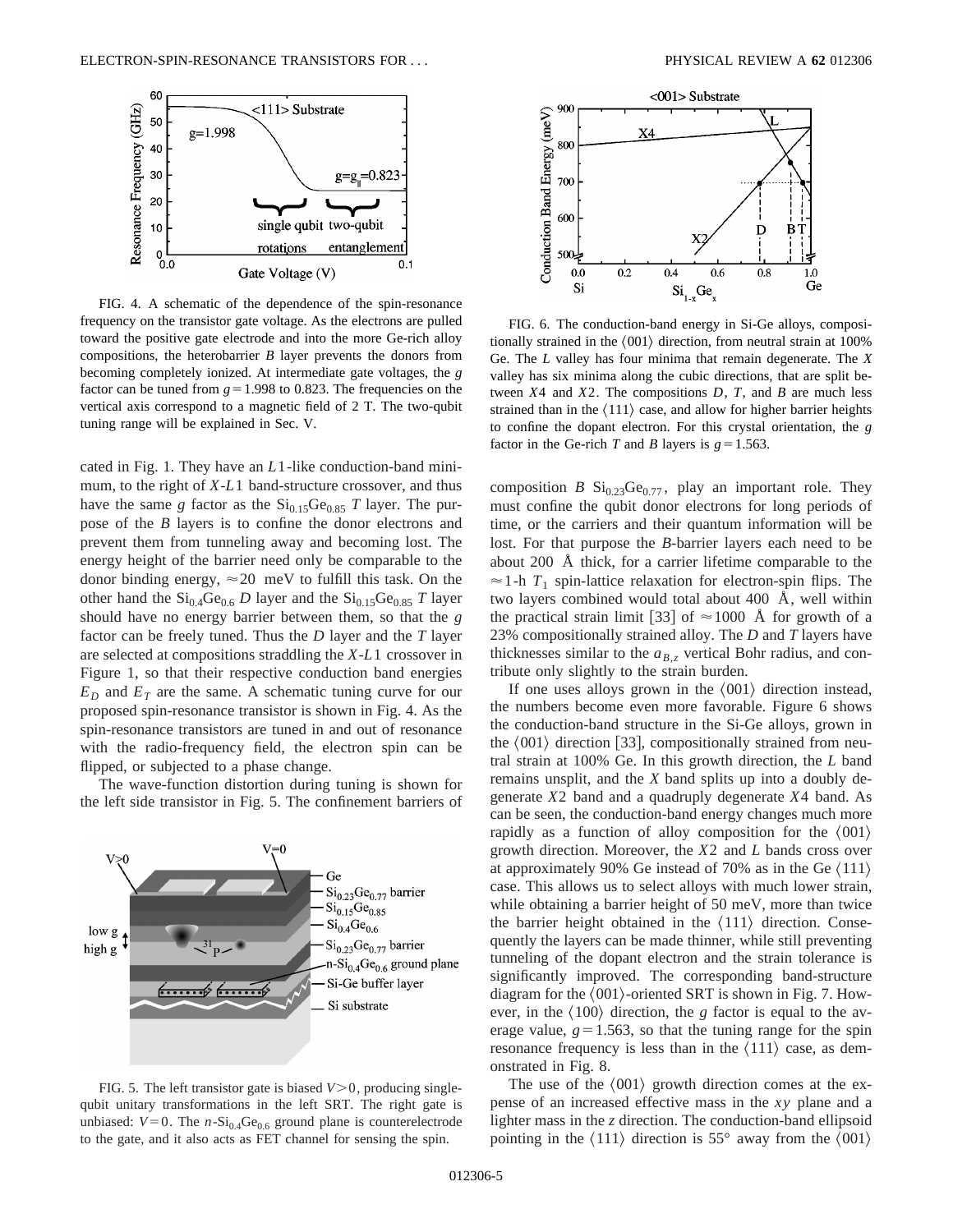FIG. 4. A schematic of the dependence of the spin-resonance frequency on the transistor gate voltage. As the electrons are pulled toward the positive gate electrode and into the more Ge-rich alloy compositions, the heterobarrier *B* layer prevents the donors from becoming completely ionized. At intermediate gate voltages, the *g* factor can be tuned from $g=1.998$ to 0.823. The frequencies on the vertical axis correspond to a magnetic field of 2 T. The two-qubit tuning range will be explained in Sec. V.

cated in Fig. 1. They have an $L1$-like conduction-band minimum, to the right of $X$-$L1$ band-structure crossover, and thus have the same $g$ factor as the $Si_{0.15}Ge_{0.85}$ $T$ layer. The purpose of the $B$ layers is to confine the donor electrons and prevent them from tunneling away and becoming lost. The energy height of the barrier need only be comparable to the donor binding energy, $\approx 20$ meV to fulfill this task. On the other hand the $Si_{0.4}Ge_{0.6}$ $D$ layer and the $Si_{0.15}Ge_{0.85}$ $T$ layer should have no energy barrier between them, so that the $g$ factor can be freely tuned. Thus the $D$ layer and the $T$ layer are selected at compositions straddling the $X$-$L1$ crossover in Figure 1, so that their respective conduction band energies $E_D$ and $E_T$ are the same. A schematic tuning curve for our proposed spin-resonance transistor is shown in Fig. 4. As the spin-resonance transistors are tuned in and out of resonance with the radio-frequency field, the electron spin can be flipped, or subjected to a phase change.

The wave-function distortion during tuning is shown for the left side transistor in Fig. 5. The confinement barriers of composition $B$ $Si_{0.23}Ge_{0.77}$, play an important role. They must confine the qubit donor electrons for long periods of time, or the carriers and their quantum information will be lost. For that purpose the $B$-barrier layers each need to be about 200 Å thick, for a carrier lifetime comparable to the $\approx$1-h $T_1$ spin-lattice relaxation for electron-spin flips. The two layers combined would total about 400 Å, well within the practical strain limit [33] of $\approx$1000 Å for growth of a 23% compositionally strained alloy. The $D$ and $T$ layers have thicknesses similar to the $a_{B,z}$ vertical Bohr radius, and contribute only slightly to the strain burden.

FIG. 5. The left transistor gate is biased $V>0$, producing single-qubit unitary transformations in the left SRT. The right gate is unbiased: $V=0$. The $n$-$Si_{0.4}Ge_{0.6}$ ground plane is counterelectrode to the gate, and it also acts as FET channel for sensing the spin.

FIG. 6. The conduction-band energy in Si-Ge alloys, compositionally strained in the ⟨001⟩ direction, from neutral strain at 100% Ge. The $L$ valley has four minima that remain degenerate. The $X$ valley has six minima along the cubic directions, that are split between $X4$ and $X2$. The compositions $D$, $T$, and $B$ are much less strained than in the ⟨111⟩ case, and allow for higher barrier heights to confine the dopant electron. For this crystal orientation, the $g$ factor in the Ge-rich $T$ and $B$ layers is $g=1.563$.

If one uses alloys grown in the ⟨001⟩ direction instead, the numbers become even more favorable. Figure 6 shows the conduction-band structure in the Si-Ge alloys, grown in the ⟨001⟩ direction [33], compositionally strained from neutral strain at 100% Ge. In this growth direction, the $L$ band remains unsplit, and the $X$ band splits up into a doubly degenerate $X2$ band and a quadruply degenerate $X4$ band. As can be seen, the conduction-band energy changes much more rapidly as a function of alloy composition for the ⟨001⟩ growth direction. Moreover, the $X2$ and $L$ bands cross over at approximately 90% Ge instead of 70% as in the Ge ⟨111⟩ case. This allows us to select alloys with much lower strain, while obtaining a barrier height of 50 meV, more than twice the barrier height obtained in the ⟨111⟩ direction. Consequently the layers can be made thinner, while still preventing tunneling of the dopant electron and the strain tolerance is significantly improved. The corresponding band-structure diagram for the ⟨001⟩-oriented SRT is shown in Fig. 7. However, in the ⟨100⟩ direction, the $g$ factor is equal to the average value, $g=1.563$, so that the tuning range for the spin resonance frequency is less than in the ⟨111⟩ case, as demonstrated in Fig. 8.

The use of the ⟨001⟩ growth direction comes at the expense of an increased effective mass in the $xy$ plane and a lighter mass in the $z$ direction. The conduction-band ellipsoid pointing in the ⟨111⟩ direction is 55° away from the ⟨001⟩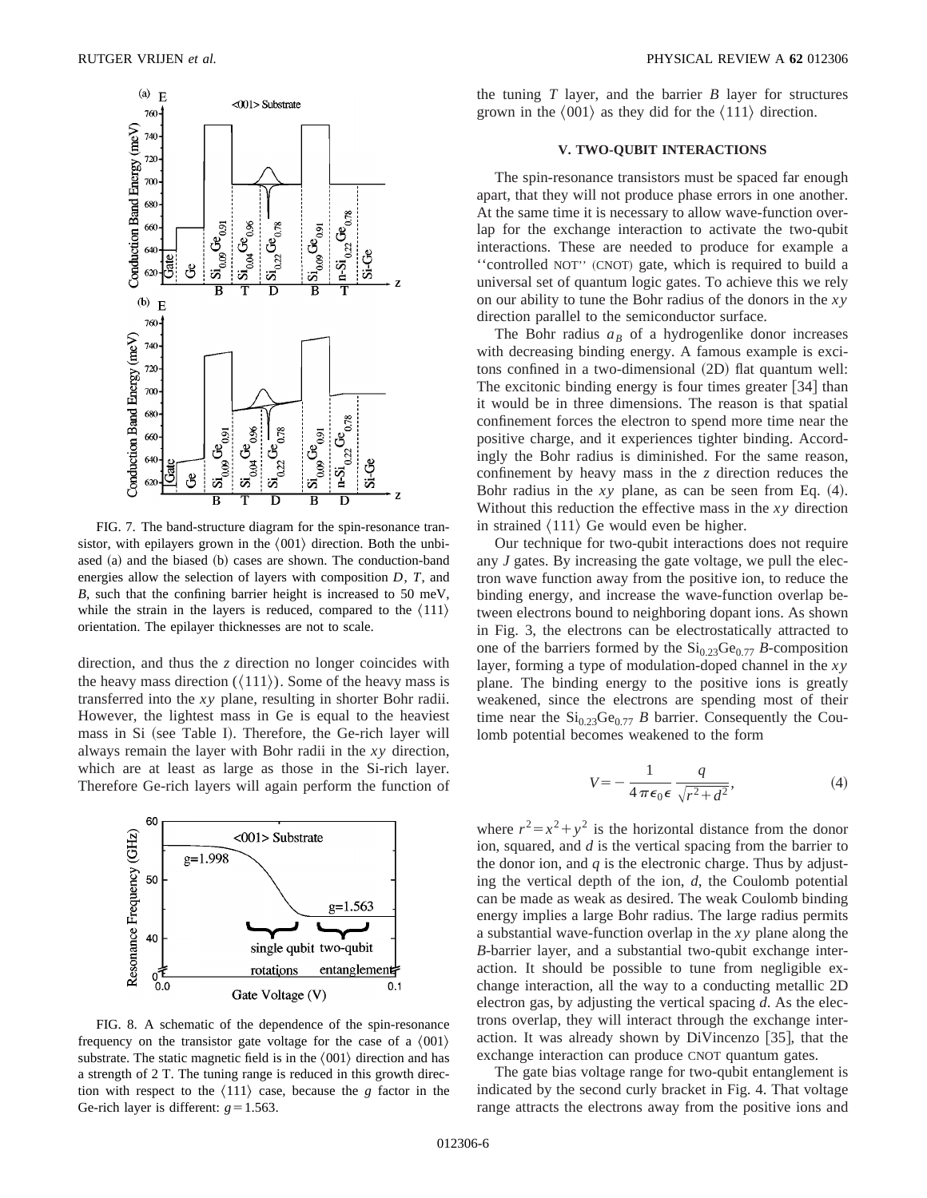FIG. 7. The band-structure diagram for the spin-resonance transistor, with epilayers grown in the ⟨001⟩ direction. Both the unbiased (a) and the biased (b) cases are shown. The conduction-band energies allow the selection of layers with composition *D*, *T*, and *B*, such that the confining barrier height is increased to 50 meV, while the strain in the layers is reduced, compared to the ⟨111⟩ orientation. The epilayer thicknesses are not to scale.

direction, and thus the *z* direction no longer coincides with the heavy mass direction (⟨111⟩). Some of the heavy mass is transferred into the *xy* plane, resulting in shorter Bohr radii. However, the lightest mass in Ge is equal to the heaviest mass in Si (see Table I). Therefore, the Ge-rich layer will always remain the layer with Bohr radii in the *xy* direction, which are at least as large as those in the Si-rich layer. Therefore Ge-rich layers will again perform the function of the tuning *T* layer, and the barrier *B* layer for structures grown in the ⟨001⟩ as they did for the ⟨111⟩ direction.

FIG. 8. A schematic of the dependence of the spin-resonance frequency on the transistor gate voltage for the case of a ⟨001⟩ substrate. The static magnetic field is in the ⟨001⟩ direction and has a strength of 2 T. The tuning range is reduced in this growth direction with respect to the ⟨111⟩ case, because the *g* factor in the Ge-rich layer is different: $g=1.563$.

## V. TWO-QUBIT INTERACTIONS

The spin-resonance transistors must be spaced far enough apart, that they will not produce phase errors in one another. At the same time it is necessary to allow wave-function overlap for the exchange interaction to activate the two-qubit interactions. These are needed to produce for example a ''controlled NOT'' (CNOT) gate, which is required to build a universal set of quantum logic gates. To achieve this we rely on our ability to tune the Bohr radius of the donors in the *xy* direction parallel to the semiconductor surface.

The Bohr radius $a_B$ of a hydrogenlike donor increases with decreasing binding energy. A famous example is excitons confined in a two-dimensional (2D) flat quantum well: The excitonic binding energy is four times greater [34] than it would be in three dimensions. The reason is that spatial confinement forces the electron to spend more time near the positive charge, and it experiences tighter binding. Accordingly the Bohr radius is diminished. For the same reason, confinement by heavy mass in the *z* direction reduces the Bohr radius in the *xy* plane, as can be seen from Eq. (4). Without this reduction the effective mass in the *xy* direction in strained ⟨111⟩ Ge would even be higher.

Our technique for two-qubit interactions does not require any *J* gates. By increasing the gate voltage, we pull the electron wave function away from the positive ion, to reduce the binding energy, and increase the wave-function overlap between electrons bound to neighboring dopant ions. As shown in Fig. 3, the electrons can be electrostatically attracted to one of the barriers formed by the $Si_{0.23}Ge_{0.77}$ *B*-composition layer, forming a type of modulation-doped channel in the *xy* plane. The binding energy to the positive ions is greatly weakened, since the electrons are spending most of their time near the $Si_{0.23}Ge_{0.77}$ *B* barrier. Consequently the Coulomb potential becomes weakened to the form

$$V=-\frac{1}{4\pi\epsilon_0\epsilon}\frac{q}{\sqrt{r^2+d^2}}, \tag{4}$$

where $r^2=x^2+y^2$ is the horizontal distance from the donor ion, squared, and $d$ is the vertical spacing from the barrier to the donor ion, and $q$ is the electronic charge. Thus by adjusting the vertical depth of the ion, $d$, the Coulomb potential can be made as weak as desired. The weak Coulomb binding energy implies a large Bohr radius. The large radius permits a substantial wave-function overlap in the *xy* plane along the *B*-barrier layer, and a substantial two-qubit exchange interaction. It should be possible to tune from negligible exchange interaction, all the way to a conducting metallic 2D electron gas, by adjusting the vertical spacing $d$. As the electrons overlap, they will interact through the exchange interaction. It was already shown by DiVincenzo [35], that the exchange interaction can produce CNOT quantum gates.

The gate bias voltage range for two-qubit entanglement is indicated by the second curly bracket in Fig. 4. That voltage range attracts the electrons away from the positive ions and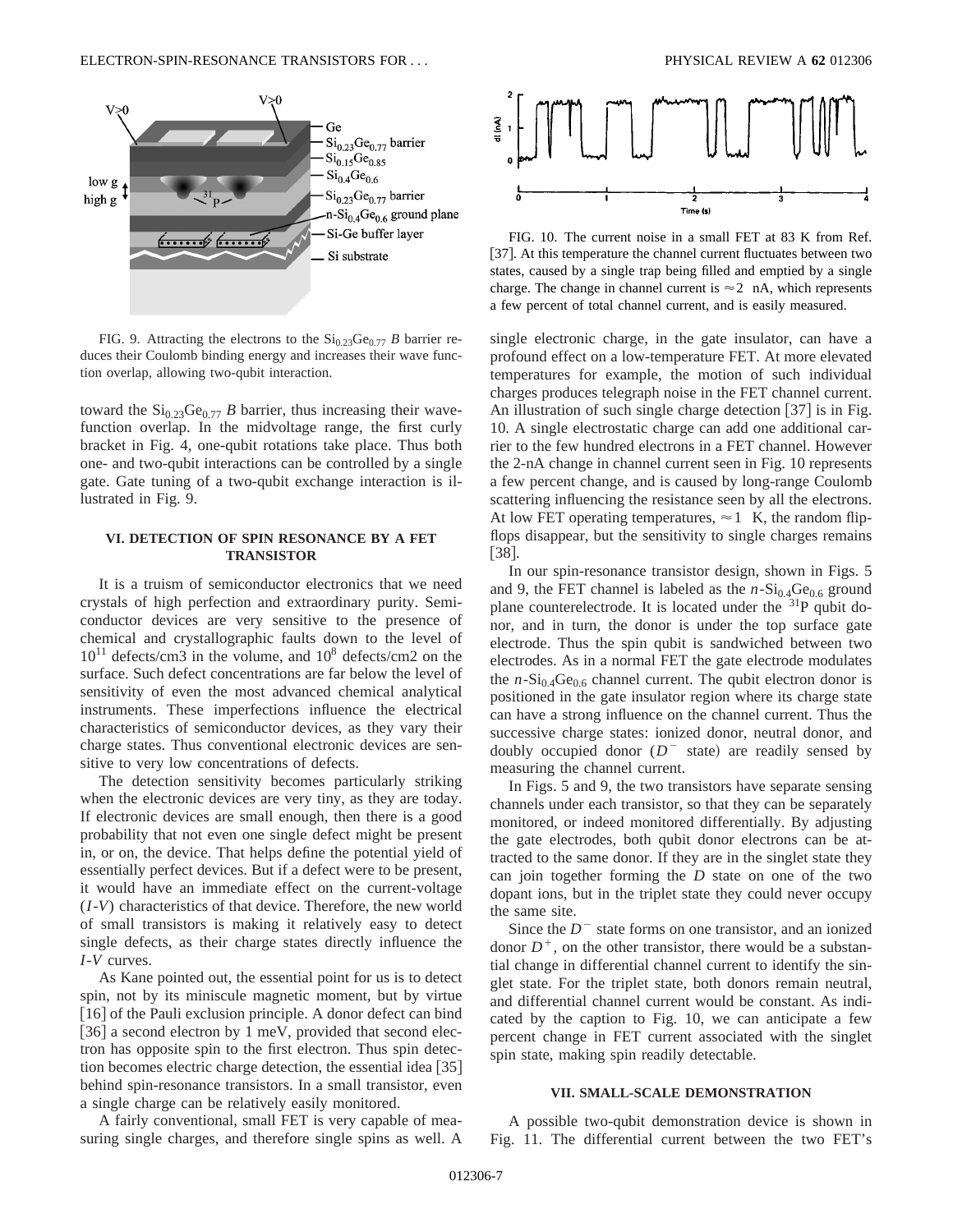FIG. 9. Attracting the electrons to the $Si_{0.23}Ge_{0.77}$ *B* barrier reduces their Coulomb binding energy and increases their wave function overlap, allowing two-qubit interaction.

toward the $Si_{0.23}Ge_{0.77}$ *B* barrier, thus increasing their wavefunction overlap. In the midvoltage range, the first curly bracket in Fig. 4, one-qubit rotations take place. Thus both one- and two-qubit interactions can be controlled by a single gate. Gate tuning of a two-qubit exchange interaction is illustrated in Fig. 9.

## VI. DETECTION OF SPIN RESONANCE BY A FET TRANSISTOR

It is a truism of semiconductor electronics that we need crystals of high perfection and extraordinary purity. Semiconductor devices are very sensitive to the presence of chemical and crystallographic faults down to the level of $10^{11}$ defects/cm3 in the volume, and $10^{8}$ defects/cm2 on the surface. Such defect concentrations are far below the level of sensitivity of even the most advanced chemical analytical instruments. These imperfections influence the electrical characteristics of semiconductor devices, as they vary their charge states. Thus conventional electronic devices are sensitive to very low concentrations of defects.

The detection sensitivity becomes particularly striking when the electronic devices are very tiny, as they are today. If electronic devices are small enough, then there is a good probability that not even one single defect might be present in, or on, the device. That helps define the potential yield of essentially perfect devices. But if a defect were to be present, it would have an immediate effect on the current-voltage (*I*-*V*) characteristics of that device. Therefore, the new world of small transistors is making it relatively easy to detect single defects, as their charge states directly influence the *I*-*V* curves.

As Kane pointed out, the essential point for us is to detect spin, not by its miniscule magnetic moment, but by virtue [16] of the Pauli exclusion principle. A donor defect can bind [36] a second electron by 1 meV, provided that second electron has opposite spin to the first electron. Thus spin detection becomes electric charge detection, the essential idea [35] behind spin-resonance transistors. In a small transistor, even a single charge can be relatively easily monitored.

A fairly conventional, small FET is very capable of measuring single charges, and therefore single spins as well. A single electronic charge, in the gate insulator, can have a profound effect on a low-temperature FET. At more elevated temperatures for example, the motion of such individual charges produces telegraph noise in the FET channel current. An illustration of such single charge detection [37] is in Fig. 10. A single electrostatic charge can add one additional carrier to the few hundred electrons in a FET channel. However the 2-nA change in channel current seen in Fig. 10 represents a few percent change, and is caused by long-range Coulomb scattering influencing the resistance seen by all the electrons. At low FET operating temperatures, $\approx 1$ K, the random flip-flops disappear, but the sensitivity to single charges remains [38].

FIG. 10. The current noise in a small FET at 83 K from Ref. [37]. At this temperature the channel current fluctuates between two states, caused by a single trap being filled and emptied by a single charge. The change in channel current is $\approx 2$ nA, which represents a few percent of total channel current, and is easily measured.

In our spin-resonance transistor design, shown in Figs. 5 and 9, the FET channel is labeled as the *n*-$Si_{0.4}Ge_{0.6}$ ground plane counterelectrode. It is located under the $^{31}$P qubit donor, and in turn, the donor is under the top surface gate electrode. Thus the spin qubit is sandwiched between two electrodes. As in a normal FET the gate electrode modulates the *n*-$Si_{0.4}Ge_{0.6}$ channel current. The qubit electron donor is positioned in the gate insulator region where its charge state can have a strong influence on the channel current. Thus the successive charge states: ionized donor, neutral donor, and doubly occupied donor ($D^{-}$ state) are readily sensed by measuring the channel current.

In Figs. 5 and 9, the two transistors have separate sensing channels under each transistor, so that they can be separately monitored, or indeed monitored differentially. By adjusting the gate electrodes, both qubit donor electrons can be attracted to the same donor. If they are in the singlet state they can join together forming the *D* state on one of the two dopant ions, but in the triplet state they could never occupy the same site.

Since the $D^{-}$ state forms on one transistor, and an ionized donor $D^{+}$, on the other transistor, there would be a substantial change in differential channel current to identify the singlet state. For the triplet state, both donors remain neutral, and differential channel current would be constant. As indicated by the caption to Fig. 10, we can anticipate a few percent change in FET current associated with the singlet spin state, making spin readily detectable.

## VII. SMALL-SCALE DEMONSTRATION

A possible two-qubit demonstration device is shown in Fig. 11. The differential current between the two FET's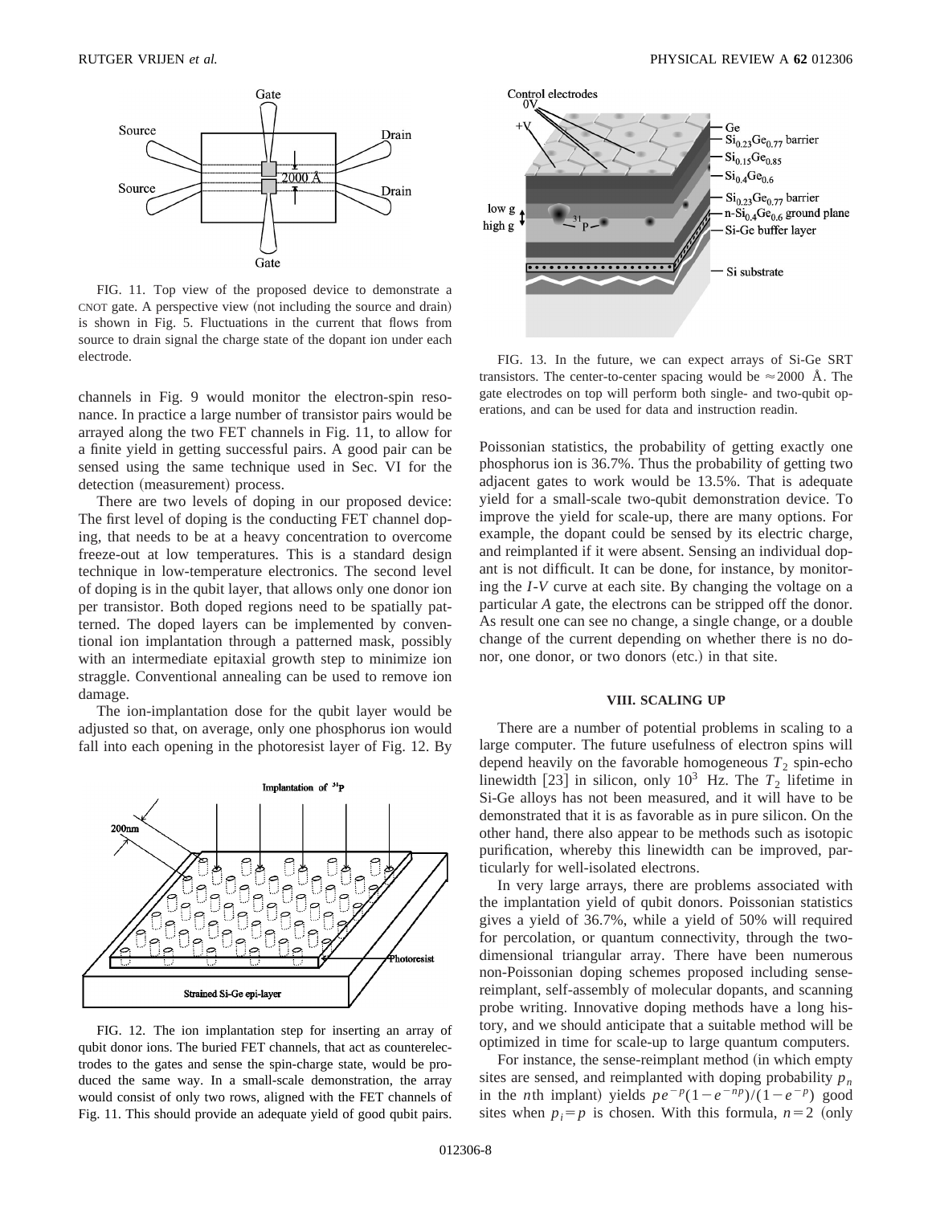FIG. 11. Top view of the proposed device to demonstrate a CNOT gate. A perspective view (not including the source and drain) is shown in Fig. 5. Fluctuations in the current that flows from source to drain signal the charge state of the dopant ion under each electrode.

channels in Fig. 9 would monitor the electron-spin resonance. In practice a large number of transistor pairs would be arrayed along the two FET channels in Fig. 11, to allow for a finite yield in getting successful pairs. A good pair can be sensed using the same technique used in Sec. VI for the detection (measurement) process.

There are two levels of doping in our proposed device: The first level of doping is the conducting FET channel doping, that needs to be at a heavy concentration to overcome freeze-out at low temperatures. This is a standard design technique in low-temperature electronics. The second level of doping is in the qubit layer, that allows only one donor ion per transistor. Both doped regions need to be spatially patterned. The doped layers can be implemented by conventional ion implantation through a patterned mask, possibly with an intermediate epitaxial growth step to minimize ion straggle. Conventional annealing can be used to remove ion damage.

The ion-implantation dose for the qubit layer would be adjusted so that, on average, only one phosphorus ion would fall into each opening in the photoresist layer of Fig. 12. By Poissonian statistics, the probability of getting exactly one phosphorus ion is 36.7%. Thus the probability of getting two adjacent gates to work would be 13.5%. That is adequate yield for a small-scale two-qubit demonstration device. To improve the yield for scale-up, there are many options. For example, the dopant could be sensed by its electric charge, and reimplanted if it were absent. Sensing an individual dopant is not difficult. It can be done, for instance, by monitoring the *I-V* curve at each site. By changing the voltage on a particular *A* gate, the electrons can be stripped off the donor. As result one can see no change, a single change, or a double change of the current depending on whether there is no donor, one donor, or two donors (etc.) in that site.

FIG. 12. The ion implantation step for inserting an array of qubit donor ions. The buried FET channels, that act as counterelectrodes to the gates and sense the spin-charge state, would be produced the same way. In a small-scale demonstration, the array would consist of only two rows, aligned with the FET channels of Fig. 11. This should provide an adequate yield of good qubit pairs.

FIG. 13. In the future, we can expect arrays of Si-Ge SRT transistors. The center-to-center spacing would be $\approx 2000$ Å. The gate electrodes on top will perform both single- and two-qubit operations, and can be used for data and instruction readin.

## VIII. SCALING UP

There are a number of potential problems in scaling to a large computer. The future usefulness of electron spins will depend heavily on the favorable homogeneous $T_2$ spin-echo linewidth [23] in silicon, only $10^3$ Hz. The $T_2$ lifetime in Si-Ge alloys has not been measured, and it will have to be demonstrated that it is as favorable as in pure silicon. On the other hand, there also appear to be methods such as isotopic purification, whereby this linewidth can be improved, particularly for well-isolated electrons.

In very large arrays, there are problems associated with the implantation yield of qubit donors. Poissonian statistics gives a yield of 36.7%, while a yield of 50% will required for percolation, or quantum connectivity, through the two-dimensional triangular array. There have been numerous non-Poissonian doping schemes proposed including sense-reimplant, self-assembly of molecular dopants, and scanning probe writing. Innovative doping methods have a long history, and we should anticipate that a suitable method will be optimized in time for scale-up to large quantum computers.

For instance, the sense-reimplant method (in which empty sites are sensed, and reimplanted with doping probability $p_n$ in the $n$th implant) yields $pe^{-p}(1-e^{-np})/(1-e^{-p})$ good sites when $p_i = p$ is chosen. With this formula, $n=2$ (only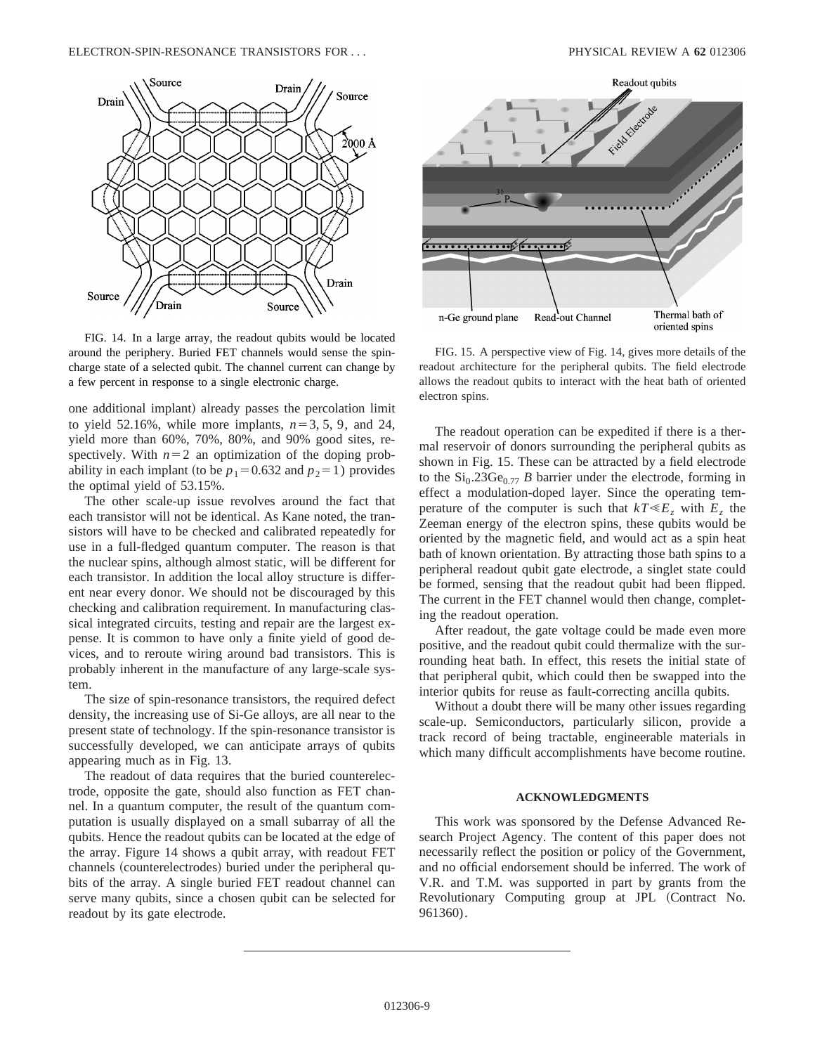Source

Drain

Drain

Source

2000 Å

Source

Drain

Drain

Source

FIG. 14. In a large array, the readout qubits would be located around the periphery. Buried FET channels would sense the spin-charge state of a selected qubit. The channel current can change by a few percent in response to a single electronic charge.

Readout qubits

Field Electrode

$^{31}$P

n-Ge ground plane

Read-out Channel

Thermal bath of oriented spins

FIG. 15. A perspective view of Fig. 14, gives more details of the readout architecture for the peripheral qubits. The field electrode allows the readout qubits to interact with the heat bath of oriented electron spins.

one additional implant) already passes the percolation limit to yield 52.16%, while more implants, $n=3, 5, 9$, and 24, yield more than 60%, 70%, 80%, and 90% good sites, respectively. With $n=2$ an optimization of the doping probability in each implant (to be $p_1=0.632$ and $p_2=1$) provides the optimal yield of 53.15%.

The other scale-up issue revolves around the fact that each transistor will not be identical. As Kane noted, the transistors will have to be checked and calibrated repeatedly for use in a full-fledged quantum computer. The reason is that the nuclear spins, although almost static, will be different for each transistor. In addition the local alloy structure is different near every donor. We should not be discouraged by this checking and calibration requirement. In manufacturing classical integrated circuits, testing and repair are the largest expense. It is common to have only a finite yield of good devices, and to reroute wiring around bad transistors. This is probably inherent in the manufacture of any large-scale system.

The size of spin-resonance transistors, the required defect density, the increasing use of Si-Ge alloys, are all near to the present state of technology. If the spin-resonance transistor is successfully developed, we can anticipate arrays of qubits appearing much as in Fig. 13.

The readout of data requires that the buried counterelectrode, opposite the gate, should also function as FET channel. In a quantum computer, the result of the quantum computation is usually displayed on a small subarray of all the qubits. Hence the readout qubits can be located at the edge of the array. Figure 14 shows a qubit array, with readout FET channels (counterelectrodes) buried under the peripheral qubits of the array. A single buried FET readout channel can serve many qubits, since a chosen qubit can be selected for readout by its gate electrode.

The readout operation can be expedited if there is a thermal reservoir of donors surrounding the peripheral qubits as shown in Fig. 15. These can be attracted by a field electrode to the $Si_0.23Ge_{0.77}$ $B$ barrier under the electrode, forming in effect a modulation-doped layer. Since the operating temperature of the computer is such that $kT \ll E_z$ with $E_z$ the Zeeman energy of the electron spins, these qubits would be oriented by the magnetic field, and would act as a spin heat bath of known orientation. By attracting those bath spins to a peripheral readout qubit gate electrode, a singlet state could be formed, sensing that the readout qubit had been flipped. The current in the FET channel would then change, completing the readout operation.

After readout, the gate voltage could be made even more positive, and the readout qubit could thermalize with the surrounding heat bath. In effect, this resets the initial state of that peripheral qubit, which could then be swapped into the interior qubits for reuse as fault-correcting ancilla qubits.

Without a doubt there will be many other issues regarding scale-up. Semiconductors, particularly silicon, provide a track record of being tractable, engineerable materials in which many difficult accomplishments have become routine.

## ACKNOWLEDGMENTS

This work was sponsored by the Defense Advanced Research Project Agency. The content of this paper does not necessarily reflect the position or policy of the Government, and no official endorsement should be inferred. The work of V.R. and T.M. was supported in part by grants from the Revolutionary Computing group at JPL (Contract No. 961360).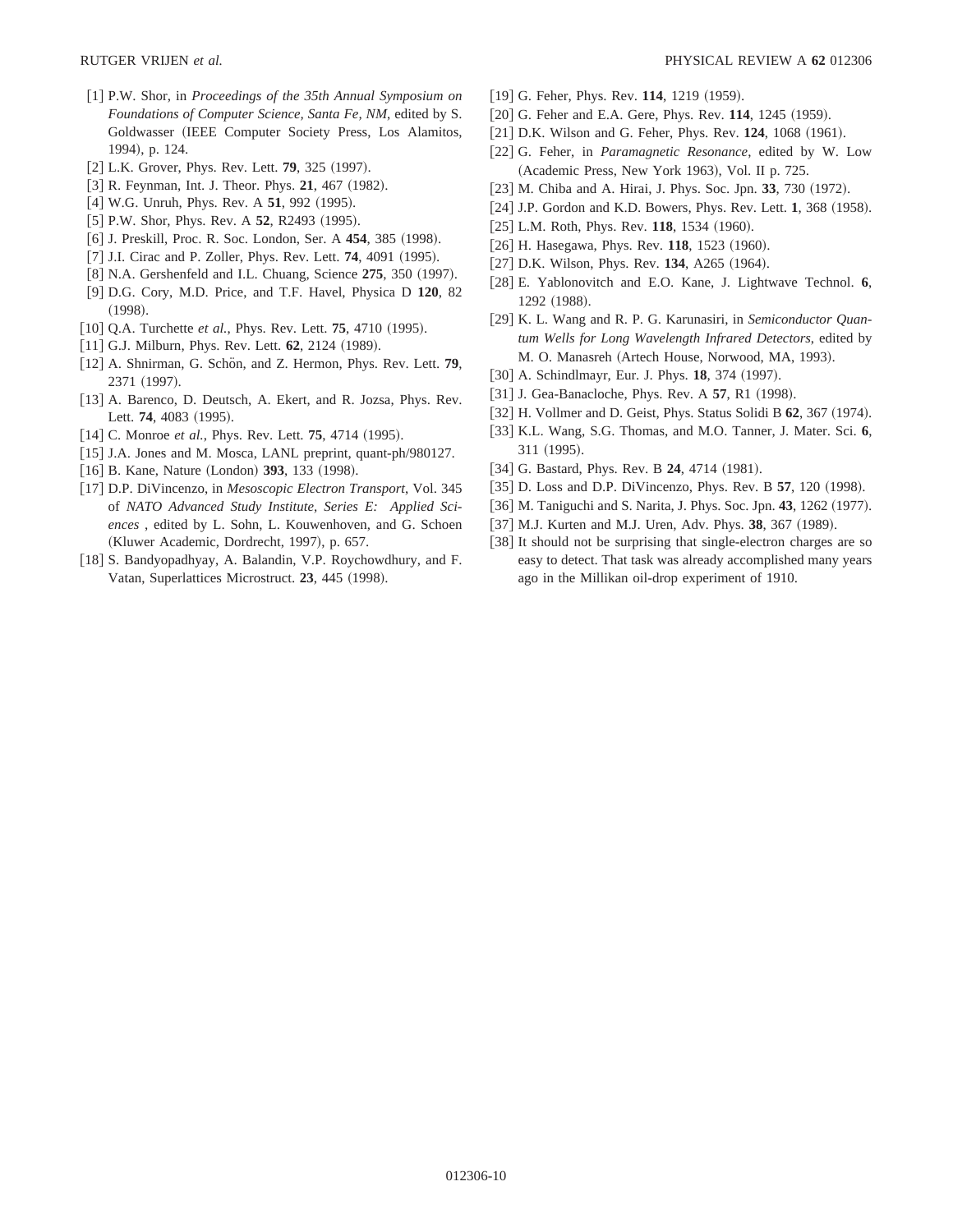[1] P.W. Shor, in *Proceedings of the 35th Annual Symposium on Foundations of Computer Science, Santa Fe, NM*, edited by S. Goldwasser (IEEE Computer Society Press, Los Alamitos, 1994), p. 124.

[2] L.K. Grover, Phys. Rev. Lett. **79**, 325 (1997).

[3] R. Feynman, Int. J. Theor. Phys. **21**, 467 (1982).

[4] W.G. Unruh, Phys. Rev. A **51**, 992 (1995).

[5] P.W. Shor, Phys. Rev. A **52**, R2493 (1995).

[6] J. Preskill, Proc. R. Soc. London, Ser. A **454**, 385 (1998).

[7] J.I. Cirac and P. Zoller, Phys. Rev. Lett. **74**, 4091 (1995).

[8] N.A. Gershenfeld and I.L. Chuang, Science **275**, 350 (1997).

[9] D.G. Cory, M.D. Price, and T.F. Havel, Physica D **120**, 82 (1998).

[10] Q.A. Turchette *et al.*, Phys. Rev. Lett. **75**, 4710 (1995).

[11] G.J. Milburn, Phys. Rev. Lett. **62**, 2124 (1989).

[12] A. Shnirman, G. Schön, and Z. Hermon, Phys. Rev. Lett. **79**, 2371 (1997).

[13] A. Barenco, D. Deutsch, A. Ekert, and R. Jozsa, Phys. Rev. Lett. **74**, 4083 (1995).

[14] C. Monroe *et al.*, Phys. Rev. Lett. **75**, 4714 (1995).

[15] J.A. Jones and M. Mosca, LANL preprint, quant-ph/980127.

[16] B. Kane, Nature (London) **393**, 133 (1998).

[17] D.P. DiVincenzo, in *Mesoscopic Electron Transport*, Vol. 345 of *NATO Advanced Study Institute, Series E: Applied Sciences* , edited by L. Sohn, L. Kouwenhoven, and G. Schoen (Kluwer Academic, Dordrecht, 1997), p. 657.

[18] S. Bandyopadhyay, A. Balandin, V.P. Roychowdhury, and F. Vatan, Superlattices Microstruct. **23**, 445 (1998).

[19] G. Feher, Phys. Rev. **114**, 1219 (1959).

[20] G. Feher and E.A. Gere, Phys. Rev. **114**, 1245 (1959).

[21] D.K. Wilson and G. Feher, Phys. Rev. **124**, 1068 (1961).

[22] G. Feher, in *Paramagnetic Resonance*, edited by W. Low (Academic Press, New York 1963), Vol. II p. 725.

[23] M. Chiba and A. Hirai, J. Phys. Soc. Jpn. **33**, 730 (1972).

[24] J.P. Gordon and K.D. Bowers, Phys. Rev. Lett. **1**, 368 (1958).

[25] L.M. Roth, Phys. Rev. **118**, 1534 (1960).

[26] H. Hasegawa, Phys. Rev. **118**, 1523 (1960).

[27] D.K. Wilson, Phys. Rev. **134**, A265 (1964).

[28] E. Yablonovitch and E.O. Kane, J. Lightwave Technol. **6**, 1292 (1988).

[29] K. L. Wang and R. P. G. Karunasiri, in *Semiconductor Quantum Wells for Long Wavelength Infrared Detectors*, edited by M. O. Manasreh (Artech House, Norwood, MA, 1993).

[30] A. Schindlmayr, Eur. J. Phys. **18**, 374 (1997).

[31] J. Gea-Banacloche, Phys. Rev. A **57**, R1 (1998).

[32] H. Vollmer and D. Geist, Phys. Status Solidi B **62**, 367 (1974).

[33] K.L. Wang, S.G. Thomas, and M.O. Tanner, J. Mater. Sci. **6**, 311 (1995).

[34] G. Bastard, Phys. Rev. B **24**, 4714 (1981).

[35] D. Loss and D.P. DiVincenzo, Phys. Rev. B **57**, 120 (1998).

[36] M. Taniguchi and S. Narita, J. Phys. Soc. Jpn. **43**, 1262 (1977).

[37] M.J. Kurten and M.J. Uren, Adv. Phys. **38**, 367 (1989).

[38] It should not be surprising that single-electron charges are so easy to detect. That task was already accomplished many years ago in the Millikan oil-drop experiment of 1910.